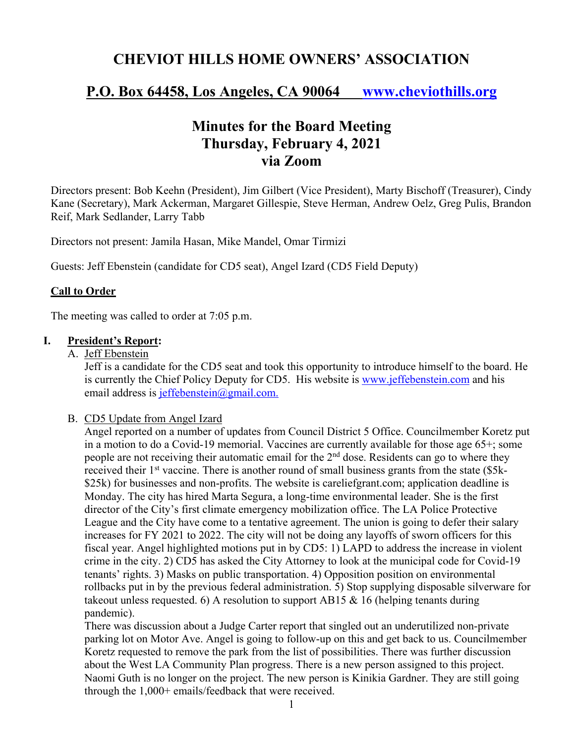# CHEVIOT HILLS HOME OWNERS' ASSOCIATION

## P.O. Box 64458, Los Angeles, CA 90064 [www.cheviothills.org](http://www.cheviothills.org)

## Minutes for the Board Meeting
## Thursday, February 4, 2021
## via Zoom

Directors present: Bob Keehn (President), Jim Gilbert (Vice President), Marty Bischoff (Treasurer), Cindy Kane (Secretary), Mark Ackerman, Margaret Gillespie, Steve Herman, Andrew Oelz, Greg Pulis, Brandon Reif, Mark Sedlander, Larry Tabb

Directors not present: Jamila Hasan, Mike Mandel, Omar Tirmizi

Guests: Jeff Ebenstein (candidate for CD5 seat), Angel Izard (CD5 Field Deputy)

**Call to Order**

The meeting was called to order at 7:05 p.m.

### I. President's Report:

A. Jeff Ebenstein

Jeff is a candidate for the CD5 seat and took this opportunity to introduce himself to the board. He is currently the Chief Policy Deputy for CD5. His website is [www.jeffebenstein.com](http://www.jeffebenstein.com) and his email address is [jeffebenstein@gmail.com.](mailto:jeffebenstein@gmail.com)

B. CD5 Update from Angel Izard

Angel reported on a number of updates from Council District 5 Office. Councilmember Koretz put in a motion to do a Covid-19 memorial. Vaccines are currently available for those age 65+; some people are not receiving their automatic email for the 2nd dose. Residents can go to where they received their 1st vaccine. There is another round of small business grants from the state ($5k-$25k) for businesses and non-profits. The website is careliefgrant.com; application deadline is Monday. The city has hired Marta Segura, a long-time environmental leader. She is the first director of the City's first climate emergency mobilization office. The LA Police Protective League and the City have come to a tentative agreement. The union is going to defer their salary increases for FY 2021 to 2022. The city will not be doing any layoffs of sworn officers for this fiscal year. Angel highlighted motions put in by CD5: 1) LAPD to address the increase in violent crime in the city. 2) CD5 has asked the City Attorney to look at the municipal code for Covid-19 tenants' rights. 3) Masks on public transportation. 4) Opposition position on environmental rollbacks put in by the previous federal administration. 5) Stop supplying disposable silverware for takeout unless requested. 6) A resolution to support AB15 & 16 (helping tenants during pandemic).

There was discussion about a Judge Carter report that singled out an underutilized non-private parking lot on Motor Ave. Angel is going to follow-up on this and get back to us. Councilmember Koretz requested to remove the park from the list of possibilities. There was further discussion about the West LA Community Plan progress. There is a new person assigned to this project. Naomi Guth is no longer on the project. The new person is Kinikia Gardner. They are still going through the 1,000+ emails/feedback that were received.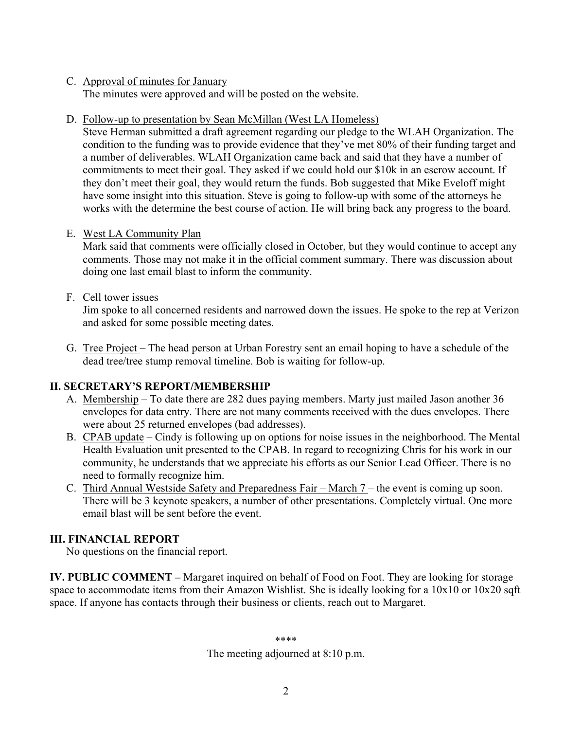C. Approval of minutes for January
   The minutes were approved and will be posted on the website.

D. Follow-up to presentation by Sean McMillan (West LA Homeless)
   Steve Herman submitted a draft agreement regarding our pledge to the WLAH Organization. The condition to the funding was to provide evidence that they've met 80% of their funding target and a number of deliverables. WLAH Organization came back and said that they have a number of commitments to meet their goal. They asked if we could hold our $10k in an escrow account. If they don't meet their goal, they would return the funds. Bob suggested that Mike Eveloff might have some insight into this situation. Steve is going to follow-up with some of the attorneys he works with the determine the best course of action. He will bring back any progress to the board.

E. West LA Community Plan
   Mark said that comments were officially closed in October, but they would continue to accept any comments. Those may not make it in the official comment summary. There was discussion about doing one last email blast to inform the community.

F. Cell tower issues
   Jim spoke to all concerned residents and narrowed down the issues. He spoke to the rep at Verizon and asked for some possible meeting dates.

G. Tree Project – The head person at Urban Forestry sent an email hoping to have a schedule of the dead tree/tree stump removal timeline. Bob is waiting for follow-up.

## II. SECRETARY'S REPORT/MEMBERSHIP

A. Membership – To date there are 282 dues paying members. Marty just mailed Jason another 36 envelopes for data entry. There are not many comments received with the dues envelopes. There were about 25 returned envelopes (bad addresses).
B. CPAB update – Cindy is following up on options for noise issues in the neighborhood. The Mental Health Evaluation unit presented to the CPAB. In regard to recognizing Chris for his work in our community, he understands that we appreciate his efforts as our Senior Lead Officer. There is no need to formally recognize him.
C. Third Annual Westside Safety and Preparedness Fair – March 7 – the event is coming up soon. There will be 3 keynote speakers, a number of other presentations. Completely virtual. One more email blast will be sent before the event.

## III. FINANCIAL REPORT

No questions on the financial report.

**IV. PUBLIC COMMENT –** Margaret inquired on behalf of Food on Foot. They are looking for storage space to accommodate items from their Amazon Wishlist. She is ideally looking for a 10x10 or 10x20 sqft space. If anyone has contacts through their business or clients, reach out to Margaret.

****

The meeting adjourned at 8:10 p.m.